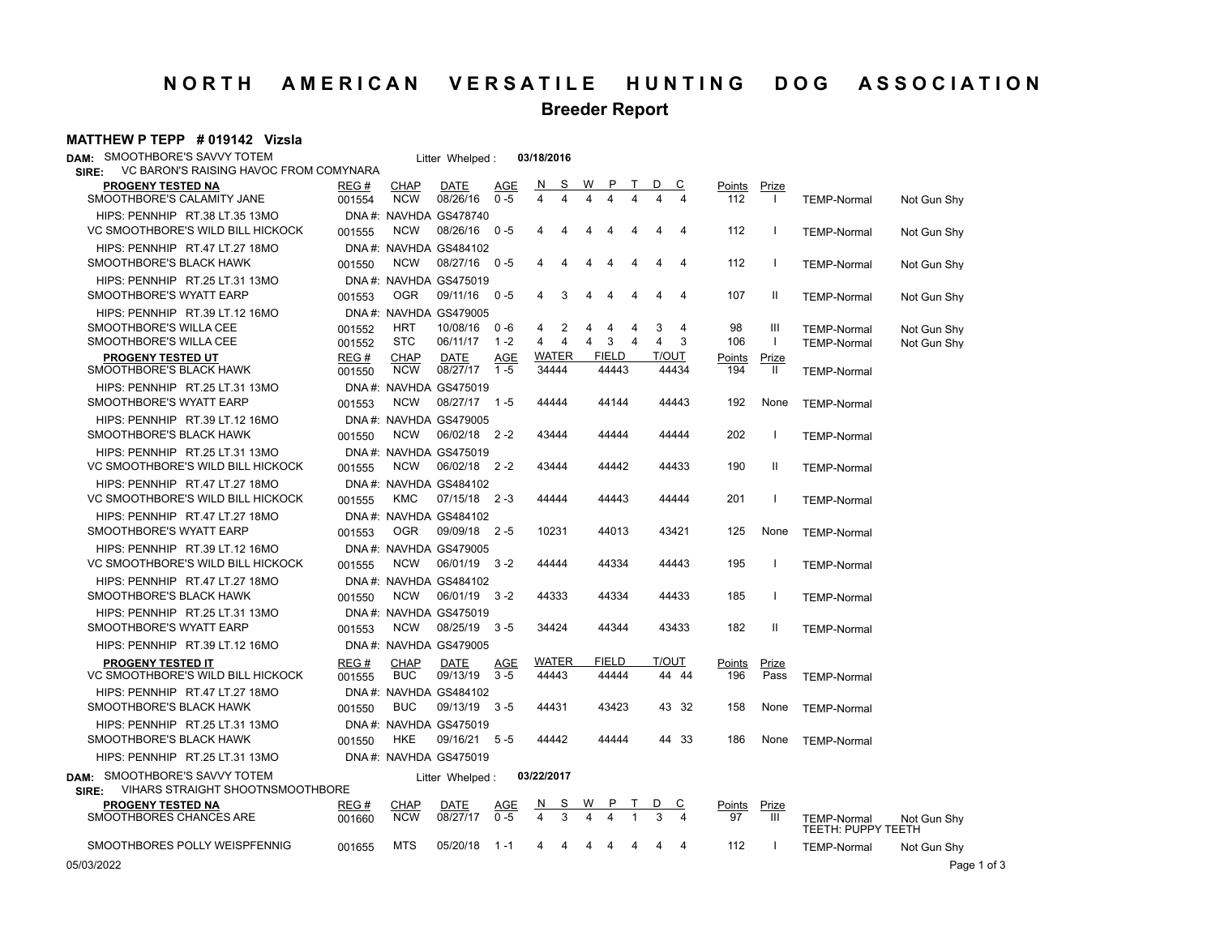# N O R T H   A M E R I C A N   V E R S A T I L E   H U N T I N G   D O G   A S S O C I A T I O N

## Breeder Report

**MATTHEW P TEPP # 019142 Vizsla**

**DAM:** SMOOTHBORE'S SAVVY TOTEM — Litter Whelped : **03/18/2016**
**SIRE:** VC BARON'S RAISING HAVOC FROM COMYNARA

| PROGENY TESTED NA | REG # | CHAP | DATE | AGE | N | S | W | P | T | D | C | Points | Prize | | |
|---|---|---|---|---|---|---|---|---|---|---|---|---|---|---|---|
| SMOOTHBORE'S CALAMITY JANE | 001554 | NCW | 08/26/16 | 0 -5 | 4 | 4 | 4 | 4 | 4 | 4 | 4 | 112 | I | TEMP-Normal | Not Gun Shy |
| HIPS: PENNHIP RT.38 LT.35 13MO | DNA #: NAVHDA GS478740 | | | | | | | | | | | | | | |
| VC SMOOTHBORE'S WILD BILL HICKOCK | 001555 | NCW | 08/26/16 | 0 -5 | 4 | 4 | 4 | 4 | 4 | 4 | 4 | 112 | I | TEMP-Normal | Not Gun Shy |
| HIPS: PENNHIP RT.47 LT.27 18MO | DNA #: NAVHDA GS484102 | | | | | | | | | | | | | | |
| SMOOTHBORE'S BLACK HAWK | 001550 | NCW | 08/27/16 | 0 -5 | 4 | 4 | 4 | 4 | 4 | 4 | 4 | 112 | I | TEMP-Normal | Not Gun Shy |
| HIPS: PENNHIP RT.25 LT.31 13MO | DNA #: NAVHDA GS475019 | | | | | | | | | | | | | | |
| SMOOTHBORE'S WYATT EARP | 001553 | OGR | 09/11/16 | 0 -5 | 4 | 3 | 4 | 4 | 4 | 4 | 4 | 107 | II | TEMP-Normal | Not Gun Shy |
| HIPS: PENNHIP RT.39 LT.12 16MO | DNA #: NAVHDA GS479005 | | | | | | | | | | | | | | |
| SMOOTHBORE'S WILLA CEE | 001552 | HRT | 10/08/16 | 0 -6 | 4 | 2 | 4 | 4 | 4 | 3 | 4 | 98 | III | TEMP-Normal | Not Gun Shy |
| SMOOTHBORE'S WILLA CEE | 001552 | STC | 06/11/17 | 1 -2 | 4 | 4 | 4 | 3 | 4 | 4 | 3 | 106 | I | TEMP-Normal | Not Gun Shy |

| PROGENY TESTED UT | REG # | CHAP | DATE | AGE | WATER | FIELD | T/OUT | Points | Prize | |
|---|---|---|---|---|---|---|---|---|---|---|
| SMOOTHBORE'S BLACK HAWK | 001550 | NCW | 08/27/17 | 1 -5 | 34444 | 44443 | 44434 | 194 | II | TEMP-Normal |
| HIPS: PENNHIP RT.25 LT.31 13MO | DNA #: NAVHDA GS475019 | | | | | | | | | |
| SMOOTHBORE'S WYATT EARP | 001553 | NCW | 08/27/17 | 1 -5 | 44444 | 44144 | 44443 | 192 | None | TEMP-Normal |
| HIPS: PENNHIP RT.39 LT.12 16MO | DNA #: NAVHDA GS479005 | | | | | | | | | |
| SMOOTHBORE'S BLACK HAWK | 001550 | NCW | 06/02/18 | 2 -2 | 43444 | 44444 | 44444 | 202 | I | TEMP-Normal |
| HIPS: PENNHIP RT.25 LT.31 13MO | DNA #: NAVHDA GS475019 | | | | | | | | | |
| VC SMOOTHBORE'S WILD BILL HICKOCK | 001555 | NCW | 06/02/18 | 2 -2 | 43444 | 44442 | 44433 | 190 | II | TEMP-Normal |
| HIPS: PENNHIP RT.47 LT.27 18MO | DNA #: NAVHDA GS484102 | | | | | | | | | |
| VC SMOOTHBORE'S WILD BILL HICKOCK | 001555 | KMC | 07/15/18 | 2 -3 | 44444 | 44443 | 44444 | 201 | I | TEMP-Normal |
| HIPS: PENNHIP RT.47 LT.27 18MO | DNA #: NAVHDA GS484102 | | | | | | | | | |
| SMOOTHBORE'S WYATT EARP | 001553 | OGR | 09/09/18 | 2 -5 | 10231 | 44013 | 43421 | 125 | None | TEMP-Normal |
| HIPS: PENNHIP RT.39 LT.12 16MO | DNA #: NAVHDA GS479005 | | | | | | | | | |
| VC SMOOTHBORE'S WILD BILL HICKOCK | 001555 | NCW | 06/01/19 | 3 -2 | 44444 | 44334 | 44443 | 195 | I | TEMP-Normal |
| HIPS: PENNHIP RT.47 LT.27 18MO | DNA #: NAVHDA GS484102 | | | | | | | | | |
| SMOOTHBORE'S BLACK HAWK | 001550 | NCW | 06/01/19 | 3 -2 | 44333 | 44334 | 44433 | 185 | I | TEMP-Normal |
| HIPS: PENNHIP RT.25 LT.31 13MO | DNA #: NAVHDA GS475019 | | | | | | | | | |
| SMOOTHBORE'S WYATT EARP | 001553 | NCW | 08/25/19 | 3 -5 | 34424 | 44344 | 43433 | 182 | II | TEMP-Normal |
| HIPS: PENNHIP RT.39 LT.12 16MO | DNA #: NAVHDA GS479005 | | | | | | | | | |

| PROGENY TESTED IT | REG # | CHAP | DATE | AGE | WATER | FIELD | T/OUT | Points | Prize | |
|---|---|---|---|---|---|---|---|---|---|---|
| VC SMOOTHBORE'S WILD BILL HICKOCK | 001555 | BUC | 09/13/19 | 3 -5 | 44443 | 44444 | 44 44 | 196 | Pass | TEMP-Normal |
| HIPS: PENNHIP RT.47 LT.27 18MO | DNA #: NAVHDA GS484102 | | | | | | | | | |
| SMOOTHBORE'S BLACK HAWK | 001550 | BUC | 09/13/19 | 3 -5 | 44431 | 43423 | 43 32 | 158 | None | TEMP-Normal |
| HIPS: PENNHIP RT.25 LT.31 13MO | DNA #: NAVHDA GS475019 | | | | | | | | | |
| SMOOTHBORE'S BLACK HAWK | 001550 | HKE | 09/16/21 | 5 -5 | 44442 | 44444 | 44 33 | 186 | None | TEMP-Normal |
| HIPS: PENNHIP RT.25 LT.31 13MO | DNA #: NAVHDA GS475019 | | | | | | | | | |

**DAM:** SMOOTHBORE'S SAVVY TOTEM — Litter Whelped : **03/22/2017**
**SIRE:** VIHARS STRAIGHT SHOOTNSMOOTHBORE

| PROGENY TESTED NA | REG # | CHAP | DATE | AGE | N | S | W | P | T | D | C | Points | Prize | | |
|---|---|---|---|---|---|---|---|---|---|---|---|---|---|---|---|
| SMOOTHBORES CHANCES ARE | 001660 | NCW | 08/27/17 | 0 -5 | 4 | 3 | 4 | 4 | 1 | 3 | 4 | 97 | III | TEMP-Normal TEETH: PUPPY TEETH | Not Gun Shy |
| SMOOTHBORES POLLY WEISPFENNIG | 001655 | MTS | 05/20/18 | 1 -1 | 4 | 4 | 4 | 4 | 4 | 4 | 4 | 112 | I | TEMP-Normal | Not Gun Shy |

05/03/2022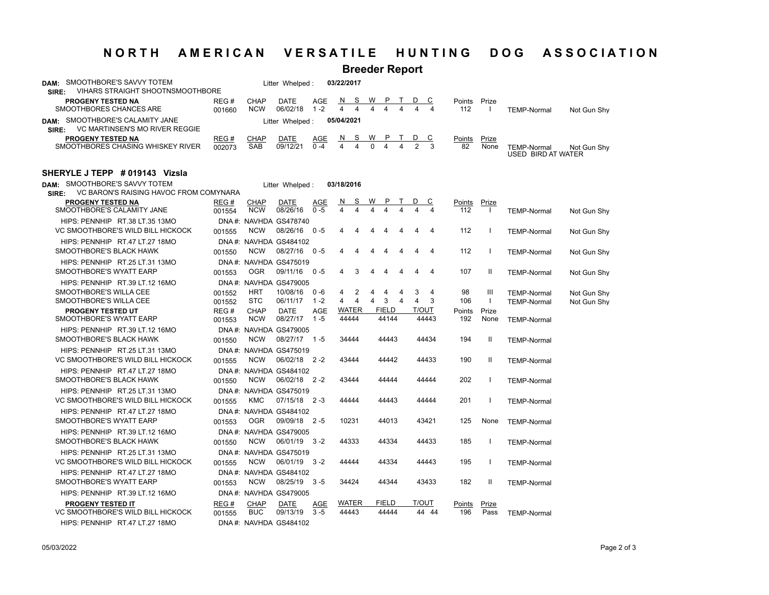# NORTH AMERICAN VERSATILE HUNTING DOG ASSOCIATION

## Breeder Report

**DAM:** SMOOTHBORE'S SAVVY TOTEM — Litter Whelped : **03/22/2017**
**SIRE:** VIHARS STRAIGHT SHOOTNSMOOTHBORE

| PROGENY TESTED NA | REG # | CHAP | DATE | AGE | N | S | W | P | T | D | C | Points | Prize | | |
|---|---|---|---|---|---|---|---|---|---|---|---|---|---|---|---|
| SMOOTHBORES CHANCES ARE | 001660 | NCW | 06/02/18 | 1 -2 | 4 | 4 | 4 | 4 | 4 | 4 | 4 | 112 | I | TEMP-Normal | Not Gun Shy |

**DAM:** SMOOTHBORE'S CALAMITY JANE — Litter Whelped : **05/04/2021**
**SIRE:** VC MARTINSEN'S MO RIVER REGGIE

| PROGENY TESTED NA | REG # | CHAP | DATE | AGE | N | S | W | P | T | D | C | Points | Prize | | |
|---|---|---|---|---|---|---|---|---|---|---|---|---|---|---|---|
| SMOOTHBORES CHASING WHISKEY RIVER | 002073 | SAB | 09/12/21 | 0 -4 | 4 | 4 | 0 | 4 | 4 | 2 | 3 | 82 | None | TEMP-Normal USED BIRD AT WATER | Not Gun Shy |

### SHERYLE J TEPP # 019143 Vizsla

**DAM:** SMOOTHBORE'S SAVVY TOTEM — Litter Whelped : **03/18/2016**
**SIRE:** VC BARON'S RAISING HAVOC FROM COMYNARA

| PROGENY TESTED NA | REG # | CHAP | DATE | AGE | N | S | W | P | T | D | C | Points | Prize | | |
|---|---|---|---|---|---|---|---|---|---|---|---|---|---|---|---|
| SMOOTHBORE'S CALAMITY JANE | 001554 | NCW | 08/26/16 | 0 -5 | 4 | 4 | 4 | 4 | 4 | 4 | 4 | 112 | I | TEMP-Normal | Not Gun Shy |
| HIPS: PENNHIP RT.38 LT.35 13MO | DNA #: NAVHDA GS478740 | | | | | | | | | | | | | | |
| VC SMOOTHBORE'S WILD BILL HICKOCK | 001555 | NCW | 08/26/16 | 0 -5 | 4 | 4 | 4 | 4 | 4 | 4 | 4 | 112 | I | TEMP-Normal | Not Gun Shy |
| HIPS: PENNHIP RT.47 LT.27 18MO | DNA #: NAVHDA GS484102 | | | | | | | | | | | | | | |
| SMOOTHBORE'S BLACK HAWK | 001550 | NCW | 08/27/16 | 0 -5 | 4 | 4 | 4 | 4 | 4 | 4 | 4 | 112 | I | TEMP-Normal | Not Gun Shy |
| HIPS: PENNHIP RT.25 LT.31 13MO | DNA #: NAVHDA GS475019 | | | | | | | | | | | | | | |
| SMOOTHBORE'S WYATT EARP | 001553 | OGR | 09/11/16 | 0 -5 | 4 | 3 | 4 | 4 | 4 | 4 | 4 | 107 | II | TEMP-Normal | Not Gun Shy |
| HIPS: PENNHIP RT.39 LT.12 16MO | DNA #: NAVHDA GS479005 | | | | | | | | | | | | | | |
| SMOOTHBORE'S WILLA CEE | 001552 | HRT | 10/08/16 | 0 -6 | 4 | 2 | 4 | 4 | 4 | 3 | 4 | 98 | III | TEMP-Normal | Not Gun Shy |
| SMOOTHBORE'S WILLA CEE | 001552 | STC | 06/11/17 | 1 -2 | 4 | 4 | 4 | 3 | 4 | 4 | 3 | 106 | I | TEMP-Normal | Not Gun Shy |

| PROGENY TESTED UT | REG # | CHAP | DATE | AGE | WATER | FIELD | T/OUT | Points | Prize | |
|---|---|---|---|---|---|---|---|---|---|---|
| SMOOTHBORE'S WYATT EARP | 001553 | NCW | 08/27/17 | 1 -5 | 44444 | 44144 | 44443 | 192 | None | TEMP-Normal |
| HIPS: PENNHIP RT.39 LT.12 16MO | DNA #: NAVHDA GS479005 | | | | | | | | | |
| SMOOTHBORE'S BLACK HAWK | 001550 | NCW | 08/27/17 | 1 -5 | 34444 | 44443 | 44434 | 194 | II | TEMP-Normal |
| HIPS: PENNHIP RT.25 LT.31 13MO | DNA #: NAVHDA GS475019 | | | | | | | | | |
| VC SMOOTHBORE'S WILD BILL HICKOCK | 001555 | NCW | 06/02/18 | 2 -2 | 43444 | 44442 | 44433 | 190 | II | TEMP-Normal |
| HIPS: PENNHIP RT.47 LT.27 18MO | DNA #: NAVHDA GS484102 | | | | | | | | | |
| SMOOTHBORE'S BLACK HAWK | 001550 | NCW | 06/02/18 | 2 -2 | 43444 | 44444 | 44444 | 202 | I | TEMP-Normal |
| HIPS: PENNHIP RT.25 LT.31 13MO | DNA #: NAVHDA GS475019 | | | | | | | | | |
| VC SMOOTHBORE'S WILD BILL HICKOCK | 001555 | KMC | 07/15/18 | 2 -3 | 44444 | 44443 | 44444 | 201 | I | TEMP-Normal |
| HIPS: PENNHIP RT.47 LT.27 18MO | DNA #: NAVHDA GS484102 | | | | | | | | | |
| SMOOTHBORE'S WYATT EARP | 001553 | OGR | 09/09/18 | 2 -5 | 10231 | 44013 | 43421 | 125 | None | TEMP-Normal |
| HIPS: PENNHIP RT.39 LT.12 16MO | DNA #: NAVHDA GS479005 | | | | | | | | | |
| SMOOTHBORE'S BLACK HAWK | 001550 | NCW | 06/01/19 | 3 -2 | 44333 | 44334 | 44433 | 185 | I | TEMP-Normal |
| HIPS: PENNHIP RT.25 LT.31 13MO | DNA #: NAVHDA GS475019 | | | | | | | | | |
| VC SMOOTHBORE'S WILD BILL HICKOCK | 001555 | NCW | 06/01/19 | 3 -2 | 44444 | 44334 | 44443 | 195 | I | TEMP-Normal |
| HIPS: PENNHIP RT.47 LT.27 18MO | DNA #: NAVHDA GS484102 | | | | | | | | | |
| SMOOTHBORE'S WYATT EARP | 001553 | NCW | 08/25/19 | 3 -5 | 34424 | 44344 | 43433 | 182 | II | TEMP-Normal |
| HIPS: PENNHIP RT.39 LT.12 16MO | DNA #: NAVHDA GS479005 | | | | | | | | | |

| PROGENY TESTED IT | REG # | CHAP | DATE | AGE | WATER | FIELD | T/OUT | Points | Prize | |
|---|---|---|---|---|---|---|---|---|---|---|
| VC SMOOTHBORE'S WILD BILL HICKOCK | 001555 | BUC | 09/13/19 | 3 -5 | 44443 | 44444 | 44 44 | 196 | Pass | TEMP-Normal |
| HIPS: PENNHIP RT.47 LT.27 18MO | DNA #: NAVHDA GS484102 | | | | | | | | | |

05/03/2022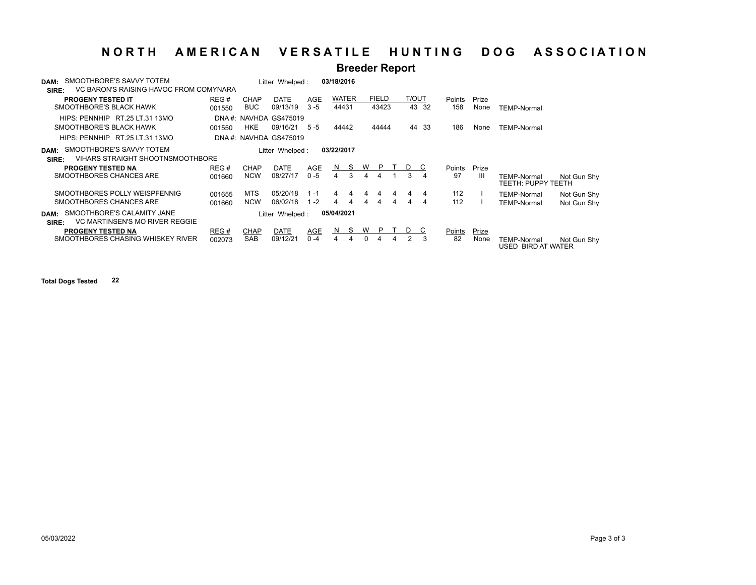# NORTH AMERICAN VERSATILE HUNTING DOG ASSOCIATION

## Breeder Report

**DAM:** SMOOTHBORE'S SAVVY TOTEM  Litter Whelped : **03/18/2016**
**SIRE:** VC BARON'S RAISING HAVOC FROM COMYNARA

| PROGENY TESTED IT | REG # | CHAP | DATE | AGE | WATER | FIELD | T/OUT | Points | Prize | | |
|---|---|---|---|---|---|---|---|---|---|---|---|
| SMOOTHBORE'S BLACK HAWK | 001550 | BUC | 09/13/19 | 3 -5 | 44431 | 43423 | 43 32 | 158 | None | TEMP-Normal | |
| HIPS: PENNHIP RT.25 LT.31 13MO | DNA #: | NAVHDA | GS475019 | | | | | | | | |
| SMOOTHBORE'S BLACK HAWK | 001550 | HKE | 09/16/21 | 5 -5 | 44442 | 44444 | 44 33 | 186 | None | TEMP-Normal | |
| HIPS: PENNHIP RT.25 LT.31 13MO | DNA #: | NAVHDA | GS475019 | | | | | | | | |

**DAM:** SMOOTHBORE'S SAVVY TOTEM  Litter Whelped : **03/22/2017**
**SIRE:** VIHARS STRAIGHT SHOOTNSMOOTHBORE

| PROGENY TESTED NA | REG # | CHAP | DATE | AGE | N | S | W | P | T | D | C | Points | Prize | | |
|---|---|---|---|---|---|---|---|---|---|---|---|---|---|---|---|
| SMOOTHBORES CHANCES ARE | 001660 | NCW | 08/27/17 | 0 -5 | 4 | 3 | 4 | 4 | 1 | 3 | 4 | 97 | III | TEMP-Normal<br>TEETH: PUPPY TEETH | Not Gun Shy |
| SMOOTHBORES POLLY WEISPFENNIG | 001655 | MTS | 05/20/18 | 1 -1 | 4 | 4 | 4 | 4 | 4 | 4 | 4 | 112 | I | TEMP-Normal | Not Gun Shy |
| SMOOTHBORES CHANCES ARE | 001660 | NCW | 06/02/18 | 1 -2 | 4 | 4 | 4 | 4 | 4 | 4 | 4 | 112 | I | TEMP-Normal | Not Gun Shy |

**DAM:** SMOOTHBORE'S CALAMITY JANE  Litter Whelped : **05/04/2021**
**SIRE:** VC MARTINSEN'S MO RIVER REGGIE

| PROGENY TESTED NA | REG # | CHAP | DATE | AGE | N | S | W | P | T | D | C | Points | Prize | | |
|---|---|---|---|---|---|---|---|---|---|---|---|---|---|---|---|
| SMOOTHBORES CHASING WHISKEY RIVER | 002073 | SAB | 09/12/21 | 0 -4 | 4 | 4 | 0 | 4 | 4 | 2 | 3 | 82 | None | TEMP-Normal<br>USED BIRD AT WATER | Not Gun Shy |

**Total Dogs Tested 22**

05/03/2022